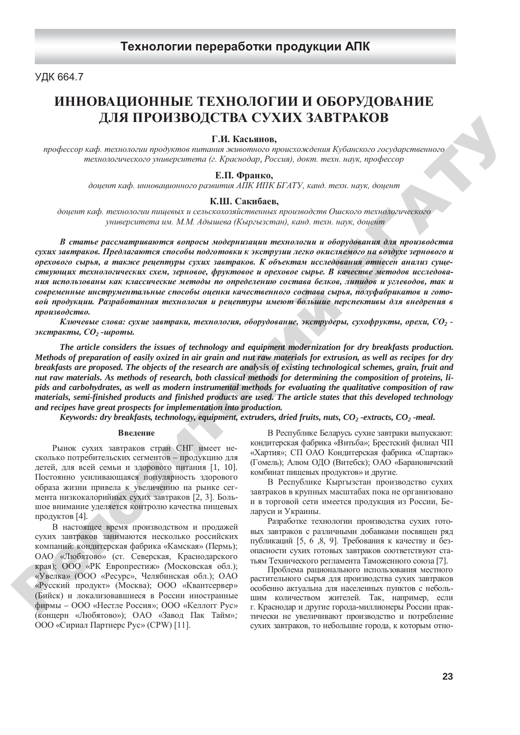УДК 664.7

# ИННОВАЦИОННЫЕ ТЕХНОЛОГИИ И ОБОРУДОВАНИЕ ДЛЯ ПРОИЗВОДСТВА СУХИХ ЗАВТРАКОВ

**Г.И. Касьянов,**

*профессор каф. технологии продуктов питания животного происхождения Кубанского государственного технологического университета (г. Краснодар, Россия), докт. техн. наук, профессор*

**Е.П. Франко,**

*доцент каф. инновационного развития АПК ИПК БГАТУ, канд. техн. наук, доцент*

**К.Ш. Сакибаев,**

*доцент каф. технологии пищевых и сельскохозяйственных производств Ошского технологического университета им. М.М. Адышева (Кыргызстан), канд. техн. наук, доцент*

***В статье рассматриваются вопросы модернизации технологии и оборудования для производства сухих завтраков. Предлагаются способы подготовки к экструзии легко окисляемого на воздухе зернового и орехового сырья, а также рецептуры сухих завтраков. К объектам исследования отнесен анализ существующих технологических схем, зерновое, фруктовое и ореховое сырье. В качестве методов исследования использованы как классические методы по определению состава белков, липидов и углеводов, так и современные инструментальные способы оценки качественного состава сырья, полуфабрикатов и готовой продукции. Разработанная технология и рецептуры имеют большие перспективы для внедрения в производство.***

***Ключевые слова: сухие завтраки, технология, оборудование, экструдеры, сухофрукты, орехи, $CO_2$ -экстракты, $CO_2$ -шроты.***

***The article considers the issues of technology and equipment modernization for dry breakfasts production. Methods of preparation of easily oxized in air grain and nut raw materials for extrusion, as well as recipes for dry breakfasts are proposed. The objects of the research are analysis of existing technological schemes, grain, fruit and nut raw materials. As methods of research, both classical methods for determining the composition of proteins, lipids and carbohydrates, as well as modern instrumental methods for evaluating the qualitative composition of raw materials, semi-finished products and finished products are used. The article states that this developed technology and recipes have great prospects for implementation into production.***

***Keywords: dry breakfasts, technology, equipment, extruders, dried fruits, nuts, $CO_2$ -extracts, $CO_2$ -meal.***

## Введение

Рынок сухих завтраков стран СНГ имеет несколько потребительских сегментов – продукцию для детей, для всей семьи и здорового питания [1, 10]. Постоянно усиливающаяся популярность здорового образа жизни привела к увеличению на рынке сегмента низкокалорийных сухих завтраков [2, 3]. Большое внимание уделяется контролю качества пищевых продуктов [4].

В настоящее время производством и продажей сухих завтраков занимаются несколько российских компаний: кондитерская фабрика «Камская» (Пермь); ОАО «Любятово» (ст. Северская, Краснодарского края); ООО «РК Европрестиж» (Московская обл.); «Увелка» (ООО «Ресурс», Челябинская обл.); ОАО «Русский продукт» (Москва); ООО «Квантсервер» (Бийск) и локализовавшиеся в России иностранные фирмы – ООО «Нестле Россия»; ООО «Келлогг Рус» (концерн «Любятово»); ОАО «Завод Пак Тайм»; ООО «Сириал Партнерс Рус» (CPW) [11].

В Республике Беларусь сухие завтраки выпускают: кондитерская фабрика «Витьба»; Брестский филиал ЧП «Хартия»; СП ОАО Кондитерская фабрика «Спартак» (Гомель); Алюм ОДО (Витебск); ОАО «Барановичский комбинат пищевых продуктов» и другие.

В Республике Кыргызстан производство сухих завтраков в крупных масштабах пока не организовано и в торговой сети имеется продукция из России, Беларуси и Украины.

Разработке технологии производства сухих готовых завтраков с различными добавками посвящен ряд публикаций [5, 6 ,8, 9]. Требования к качеству и безопасности сухих готовых завтраков соответствуют статьям Технического регламента Таможенного союза [7].

Проблема рационального использования местного растительного сырья для производства сухих завтраков особенно актуальна для населенных пунктов с небольшим количеством жителей. Так, например, если г. Краснодар и другие города-миллионеры России практически не увеличивают производство и потребление сухих завтраков, то небольшие города, к которым отно-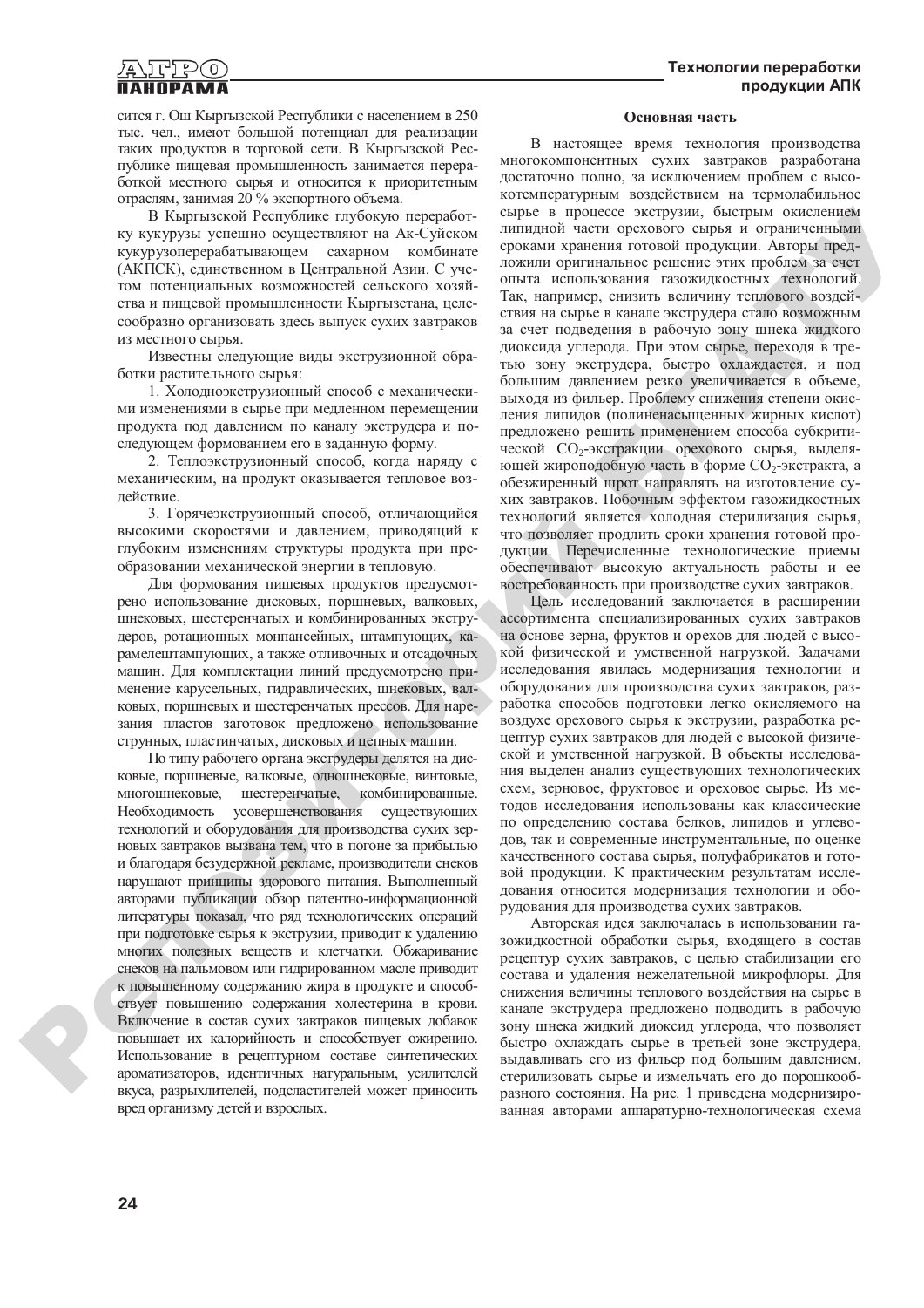сится г. Ош Кыргызской Республики с населением в 250 тыс. чел., имеют большой потенциал для реализации таких продуктов в торговой сети. В Кыргызской Республике пищевая промышленность занимается переработкой местного сырья и относится к приоритетным отраслям, занимая 20 % экспортного объема.

В Кыргызской Республике глубокую переработку кукурузы успешно осуществляют на Ак-Суйском кукурузоперерабатывающем сахарном комбинате (АКПСК), единственном в Центральной Азии. С учетом потенциальных возможностей сельского хозяйства и пищевой промышленности Кыргызстана, целесообразно организовать здесь выпуск сухих завтраков из местного сырья.

Известны следующие виды экструзионной обработки растительного сырья:

1. Холодноэкструзионный способ с механическими изменениями в сырье при медленном перемещении продукта под давлением по каналу экструдера и последующем формовании его в заданную форму.

2. Теплоэкструзионный способ, когда наряду с механическим, на продукт оказывается тепловое воздействие.

3. Горячеэкструзионный способ, отличающийся высокими скоростями и давлением, приводящий к глубоким изменениям структуры продукта при преобразовании механической энергии в тепловую.

Для формования пищевых продуктов предусмотрено использование дисковых, поршневых, валковых, шнековых, шестеренчатых и комбинированных экструдеров, ротационных монпансейных, штампующих, карамелештампующих, а также отливочных и отсадочных машин. Для комплектации линий предусмотрено применение карусельных, гидравлических, шнековых, валковых, поршневых и шестеренчатых прессов. Для нарезания пластов заготовок предложено использование струнных, пластинчатых, дисковых и цепных машин.

По типу рабочего органа экструдеры делятся на дисковые, поршневые, валковые, одношнековые, винтовые, многошнековые, шестеренчатые, комбинированные. Необходимость усовершенствования существующих технологий и оборудования для производства сухих зерновых завтраков вызвана тем, что в погоне за прибылью и благодаря безудержной рекламе, производители снеков нарушают принципы здорового питания. Выполненный авторами публикации обзор патентно-информационной литературы показал, что ряд технологических операций при подготовке сырья к экструзии, приводит к удалению многих полезных веществ и клетчатки. Обжаривание снеков на пальмовом или гидрированном масле приводит к повышенному содержанию жира в продукте и способствует повышению содержания холестерина в крови. Включение в состав сухих завтраков пищевых добавок повышает их калорийность и способствует ожирению. Использование в рецептурном составе синтетических ароматизаторов, идентичных натуральным, усилителей вкуса, разрыхлителей, подсластителей может приносить вред организму детей и взрослых.

## Основная часть

В настоящее время технология производства многокомпонентных сухих завтраков разработана достаточно полно, за исключением проблем с высокотемпературным воздействием на термолабильное сырье в процессе экструзии, быстрым окислением липидной части орехового сырья и ограниченными сроками хранения готовой продукции. Авторы предложили оригинальное решение этих проблем за счет опыта использования газожидкостных технологий. Так, например, снизить величину теплового воздействия на сырье в канале экструдера стало возможным за счет подведения в рабочую зону шнека жидкого диоксида углерода. При этом сырье, переходя в третью зону экструдера, быстро охлаждается, и под большим давлением резко увеличивается в объеме, выходя из фильер. Проблему снижения степени окисления липидов (полиненасыщенных жирных кислот) предложено решить применением способа субкритической $CO_2$-экстракции орехового сырья, выделяющей жироподобную часть в форме $CO_2$-экстракта, а обезжиренный шрот направлять на изготовление сухих завтраков. Побочным эффектом газожидкостных технологий является холодная стерилизация сырья, что позволяет продлить сроки хранения готовой продукции. Перечисленные технологические приемы обеспечивают высокую актуальность работы и ее востребованность при производстве сухих завтраков.

Цель исследований заключается в расширении ассортимента специализированных сухих завтраков на основе зерна, фруктов и орехов для людей с высокой физической и умственной нагрузкой. Задачами исследования явилась модернизация технологии и оборудования для производства сухих завтраков, разработка способов подготовки легко окисляемого на воздухе орехового сырья к экструзии, разработка рецептур сухих завтраков для людей с высокой физической и умственной нагрузкой. В объекты исследования выделен анализ существующих технологических схем, зерновое, фруктовое и ореховое сырье. Из методов исследования использованы как классические по определению состава белков, липидов и углеводов, так и современные инструментальные, по оценке качественного состава сырья, полуфабрикатов и готовой продукции. К практическим результатам исследования относится модернизация технологии и оборудования для производства сухих завтраков.

Авторская идея заключалась в использовании газожидкостной обработки сырья, входящего в состав рецептур сухих завтраков, с целью стабилизации его состава и удаления нежелательной микрофлоры. Для снижения величины теплового воздействия на сырье в канале экструдера предложено подводить в рабочую зону шнека жидкий диоксид углерода, что позволяет быстро охлаждать сырье в третьей зоне экструдера, выдавливать его из фильер под большим давлением, стерилизовать сырье и измельчать его до порошкообразного состояния. На рис. 1 приведена модернизированная авторами аппаратурно-технологическая схема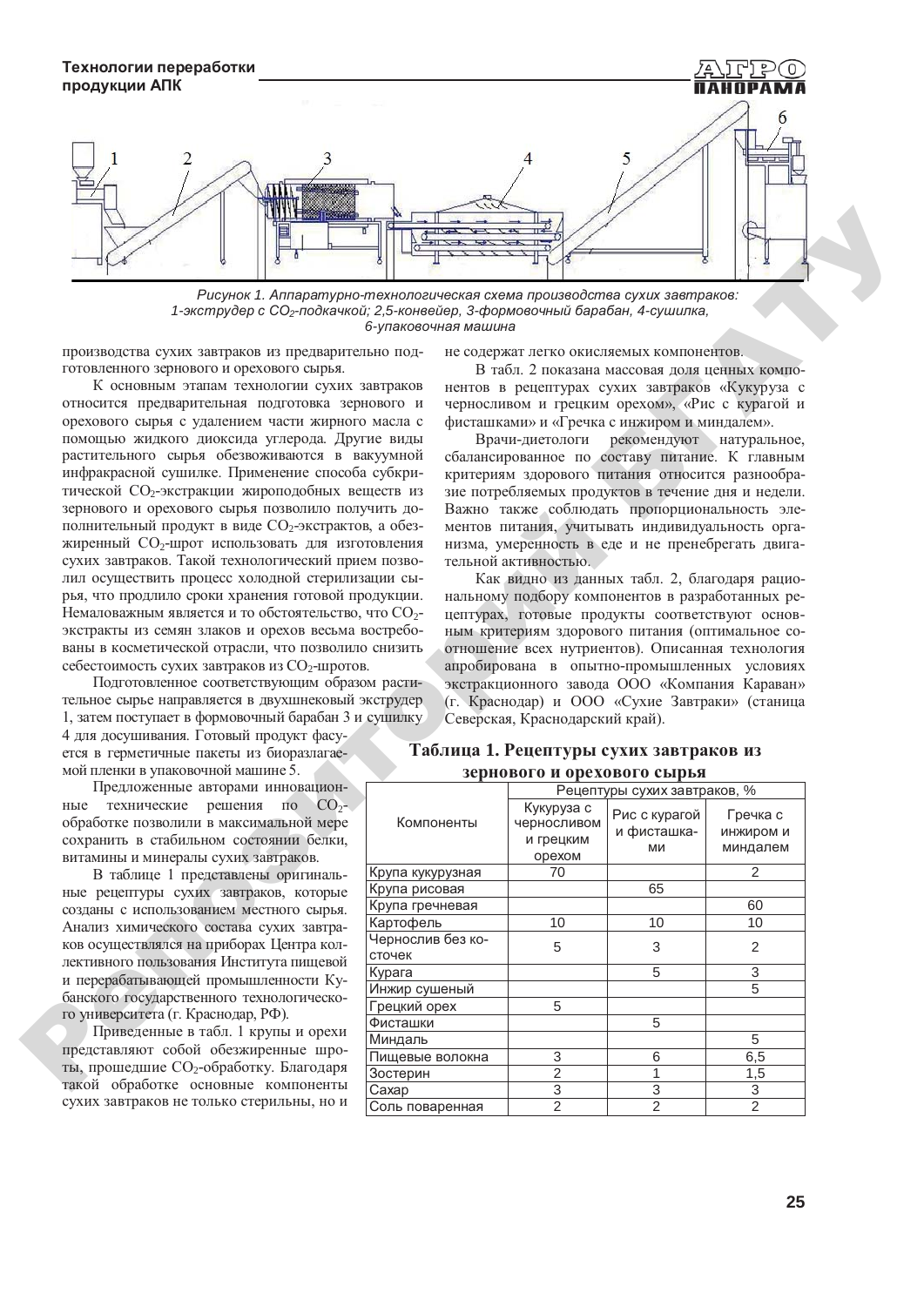Рисунок 1. Аппаратурно-технологическая схема производства сухих завтраков: 1-экструдер с $CO_2$-подкачкой; 2,5-конвейер, 3-формовочный барабан, 4-сушилка, 6-упаковочная машина

производства сухих завтраков из предварительно подготовленного зернового и орехового сырья.

К основным этапам технологии сухих завтраков относится предварительная подготовка зернового и орехового сырья с удалением части жирного масла с помощью жидкого диоксида углерода. Другие виды растительного сырья обезвоживаются в вакуумной инфракрасной сушилке. Применение способа субкритической $CO_2$-экстракции жироподобных веществ из зернового и орехового сырья позволило получить дополнительный продукт в виде $CO_2$-экстрактов, а обезжиренный $CO_2$-шрот использовать для изготовления сухих завтраков. Такой технологический прием позволил осуществить процесс холодной стерилизации сырья, что продлило сроки хранения готовой продукции. Немаловажным является и то обстоятельство, что $CO_2$-экстракты из семян злаков и орехов весьма востребованы в косметической отрасли, что позволило снизить себестоимость сухих завтраков из $CO_2$-шротов.

Подготовленное соответствующим образом растительное сырье направляется в двухшнековый экструдер 1, затем поступает в формовочный барабан 3 и сушилку 4 для досушивания. Готовый продукт фасуется в герметичные пакеты из биоразлагаемой пленки в упаковочной машине 5.

Предложенные авторами инновационные технические решения по $CO_2$-обработке позволили в максимальной мере сохранить в стабильном состоянии белки, витамины и минералы сухих завтраков.

В таблице 1 представлены оригинальные рецептуры сухих завтраков, которые созданы с использованием местного сырья. Анализ химического состава сухих завтраков осуществлялся на приборах Центра коллективного пользования Института пищевой и перерабатывающей промышленности Кубанского государственного технологического университета (г. Краснодар, РФ).

Приведенные в табл. 1 крупы и орехи представляют собой обезжиренные шроты, прошедшие $CO_2$-обработку. Благодаря такой обработке основные компоненты сухих завтраков не только стерильны, но и не содержат легко окисляемых компонентов.

В табл. 2 показана массовая доля ценных компонентов в рецептурах сухих завтраков «Кукуруза с черносливом и грецким орехом», «Рис с курагой и фисташками» и «Гречка с инжиром и миндалем».

Врачи-диетологи рекомендуют натуральное, сбалансированное по составу питание. К главным критериям здорового питания относится разнообразие потребляемых продуктов в течение дня и недели. Важно также соблюдать пропорциональность элементов питания, учитывать индивидуальность организма, умеренность в еде и не пренебрегать двигательной активностью.

Как видно из данных табл. 2, благодаря рациональному подбору компонентов в разработанных рецептурах, готовые продукты соответствуют основным критериям здорового питания (оптимальное соотношение всех нутриентов). Описанная технология апробирована в опытно-промышленных условиях экстракционного завода ООО «Компания Караван» (г. Краснодар) и ООО «Сухие Завтраки» (станица Северская, Краснодарский край).

**Таблица 1. Рецептуры сухих завтраков из зернового и орехового сырья**

| Компоненты | Рецептуры сухих завтраков, % | | |
|---|---|---|---|
| | Кукуруза с черносливом и грецким орехом | Рис с курагой и фисташками | Гречка с инжиром и миндалем |
| Крупа кукурузная | 70 | | 2 |
| Крупа рисовая | | 65 | |
| Крупа гречневая | | | 60 |
| Картофель | 10 | 10 | 10 |
| Чернослив без косточек | 5 | 3 | 2 |
| Курага | | 5 | 3 |
| Инжир сушеный | | | 5 |
| Грецкий орех | 5 | | |
| Фисташки | | 5 | |
| Миндаль | | | 5 |
| Пищевые волокна | 3 | 6 | 6,5 |
| Зостерин | 2 | 1 | 1,5 |
| Сахар | 3 | 3 | 3 |
| Соль поваренная | 2 | 2 | 2 |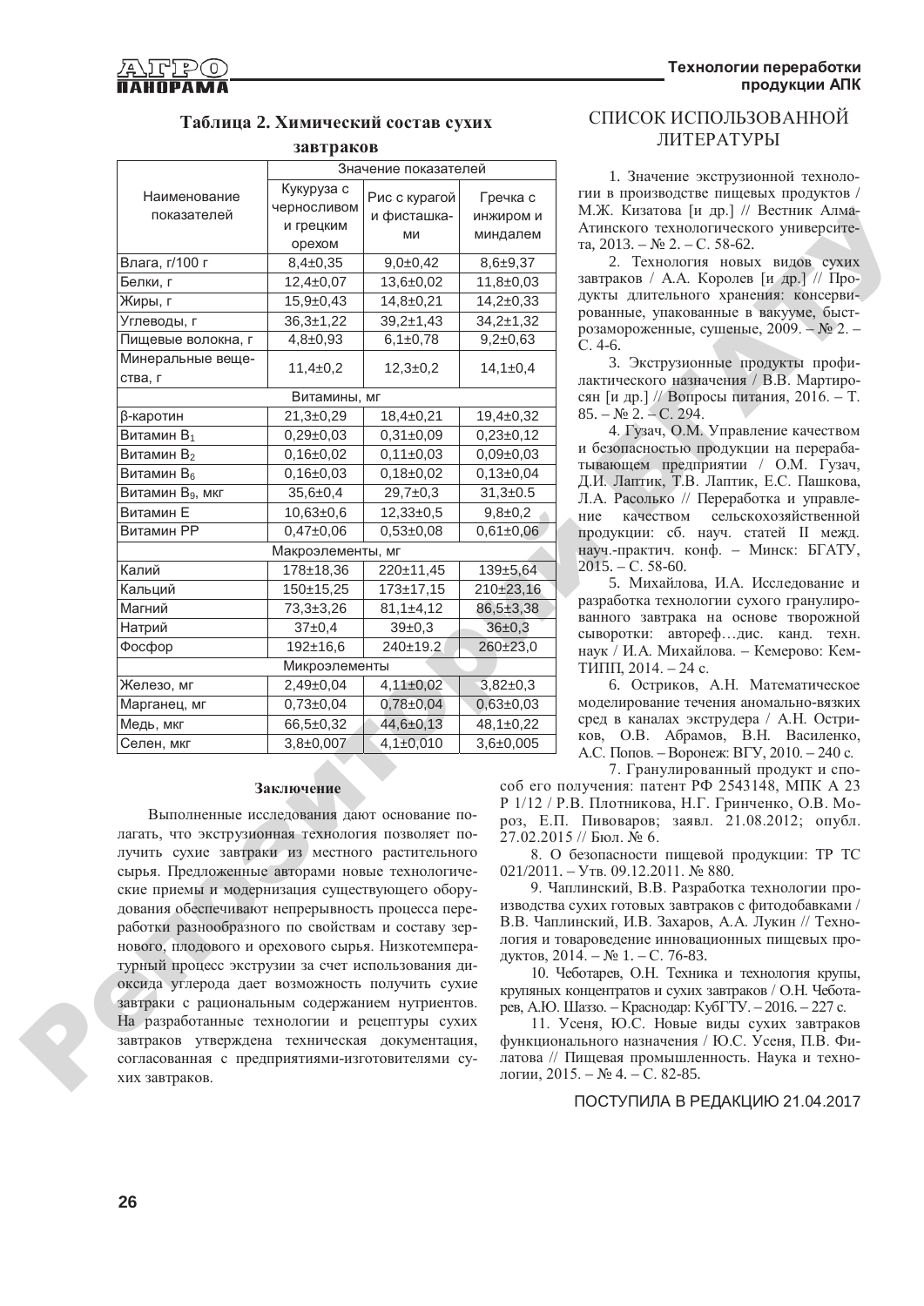## Таблица 2. Химический состав сухих завтраков

| Наименование показателей | Значение показателей | | |
|---|---|---|---|
| | Кукуруза с черносливом и грецким орехом | Рис с курагой и фисташками | Гречка с инжиром и миндалем |
| Влага, г/100 г | 8,4±0,35 | 9,0±0,42 | 8,6±9,37 |
| Белки, г | 12,4±0,07 | 13,6±0,02 | 11,8±0,03 |
| Жиры, г | 15,9±0,43 | 14,8±0,21 | 14,2±0,33 |
| Углеводы, г | 36,3±1,22 | 39,2±1,43 | 34,2±1,32 |
| Пищевые волокна, г | 4,8±0,93 | 6,1±0,78 | 9,2±0,63 |
| Минеральные вещества, г | 11,4±0,2 | 12,3±0,2 | 14,1±0,4 |
| Витамины, мг | | | |
| β-каротин | 21,3±0,29 | 18,4±0,21 | 19,4±0,32 |
| Витамин $B_1$ | 0,29±0,03 | 0,31±0,09 | 0,23±0,12 |
| Витамин $B_2$ | 0,16±0,02 | 0,11±0,03 | 0,09±0,03 |
| Витамин $B_6$ | 0,16±0,03 | 0,18±0,02 | 0,13±0,04 |
| Витамин $B_9$, мкг | 35,6±0,4 | 29,7±0,3 | 31,3±0.5 |
| Витамин Е | 10,63±0,6 | 12,33±0,5 | 9,8±0,2 |
| Витамин РР | 0,47±0,06 | 0,53±0,08 | 0,61±0,06 |
| Макроэлементы, мг | | | |
| Калий | 178±18,36 | 220±11,45 | 139±5,64 |
| Кальций | 150±15,25 | 173±17,15 | 210±23,16 |
| Магний | 73,3±3,26 | 81,1±4,12 | 86,5±3,38 |
| Натрий | 37±0,4 | 39±0,3 | 36±0,3 |
| Фосфор | 192±16,6 | 240±19.2 | 260±23,0 |
| Микроэлементы | | | |
| Железо, мг | 2,49±0,04 | 4,11±0,02 | 3,82±0,3 |
| Марганец, мг | 0,73±0,04 | 0,78±0,04 | 0,63±0,03 |
| Медь, мкг | 66,5±0,32 | 44,6±0,13 | 48,1±0,22 |
| Селен, мкг | 3,8±0,007 | 4,1±0,010 | 3,6±0,005 |

### Заключение

Выполненные исследования дают основание полагать, что экструзионная технология позволяет получить сухие завтраки из местного растительного сырья. Предложенные авторами новые технологические приемы и модернизация существующего оборудования обеспечивают непрерывность процесса переработки разнообразного по свойствам и составу зернового, плодового и орехового сырья. Низкотемпературный процесс экструзии за счет использования диоксида углерода дает возможность получить сухие завтраки с рациональным содержанием нутриентов. На разработанные технологии и рецептуры сухих завтраков утверждена техническая документация, согласованная с предприятиями-изготовителями сухих завтраков.

## СПИСОК ИСПОЛЬЗОВАННОЙ ЛИТЕРАТУРЫ

1. Значение экструзионной технологии в производстве пищевых продуктов / М.Ж. Кизатова [и др.] // Вестник Алма-Атинского технологического университета, 2013. – № 2. – С. 58-62.
2. Технология новых видов сухих завтраков / А.А. Королев [и др.] // Продукты длительного хранения: консервированные, упакованные в вакууме, быстрозамороженные, сушеные, 2009. – № 2. – С. 4-6.
3. Экструзионные продукты профилактического назначения / В.В. Мартиросян [и др.] // Вопросы питания, 2016. – Т. 85. – № 2. – С. 294.
4. Гузач, О.М. Управление качеством и безопасностью продукции на перерабатывающем предприятии / О.М. Гузач, Д.И. Лаптик, Т.В. Лаптик, Е.С. Пашкова, Л.А. Расолько // Переработка и управление качеством сельскохозяйственной продукции: сб. науч. статей II межд. науч.-практич. конф. – Минск: БГАТУ, 2015. – С. 58-60.
5. Михайлова, И.А. Исследование и разработка технологии сухого гранулированного завтрака на основе творожной сыворотки: автореф…дис. канд. техн. наук / И.А. Михайлова. – Кемерово: КемТИПП, 2014. – 24 с.
6. Остриков, А.Н. Математическое моделирование течения аномально-вязких сред в каналах экструдера / А.Н. Остриков, О.В. Абрамов, В.Н. Василенко, А.С. Попов. – Воронеж: ВГУ, 2010. – 240 с.
7. Гранулированный продукт и способ его получения: патент РФ 2543148, МПК А 23 Р 1/12 / Р.В. Плотникова, Н.Г. Гринченко, О.В. Мороз, Е.П. Пивоваров; заявл. 21.08.2012; опубл. 27.02.2015 // Бюл. № 6.
8. О безопасности пищевой продукции: ТР ТС 021/2011. – Утв. 09.12.2011. № 880.
9. Чаплинский, В.В. Разработка технологии производства сухих готовых завтраков с фитодобавками / В.В. Чаплинский, И.В. Захаров, А.А. Лукин // Технология и товароведение инновационных пищевых продуктов, 2014. – № 1. – С. 76-83.
10. Чеботарев, О.Н. Техника и технология крупы, крупяных концентратов и сухих завтраков / О.Н. Чеботарев, А.Ю. Шаззо. – Краснодар: КубГТУ. – 2016. – 227 с.
11. Усеня, Ю.С. Новые виды сухих завтраков функционального назначения / Ю.С. Усеня, П.В. Филатова // Пищевая промышленность. Наука и технологии, 2015. – № 4. – С. 82-85.

ПОСТУПИЛА В РЕДАКЦИЮ 21.04.2017